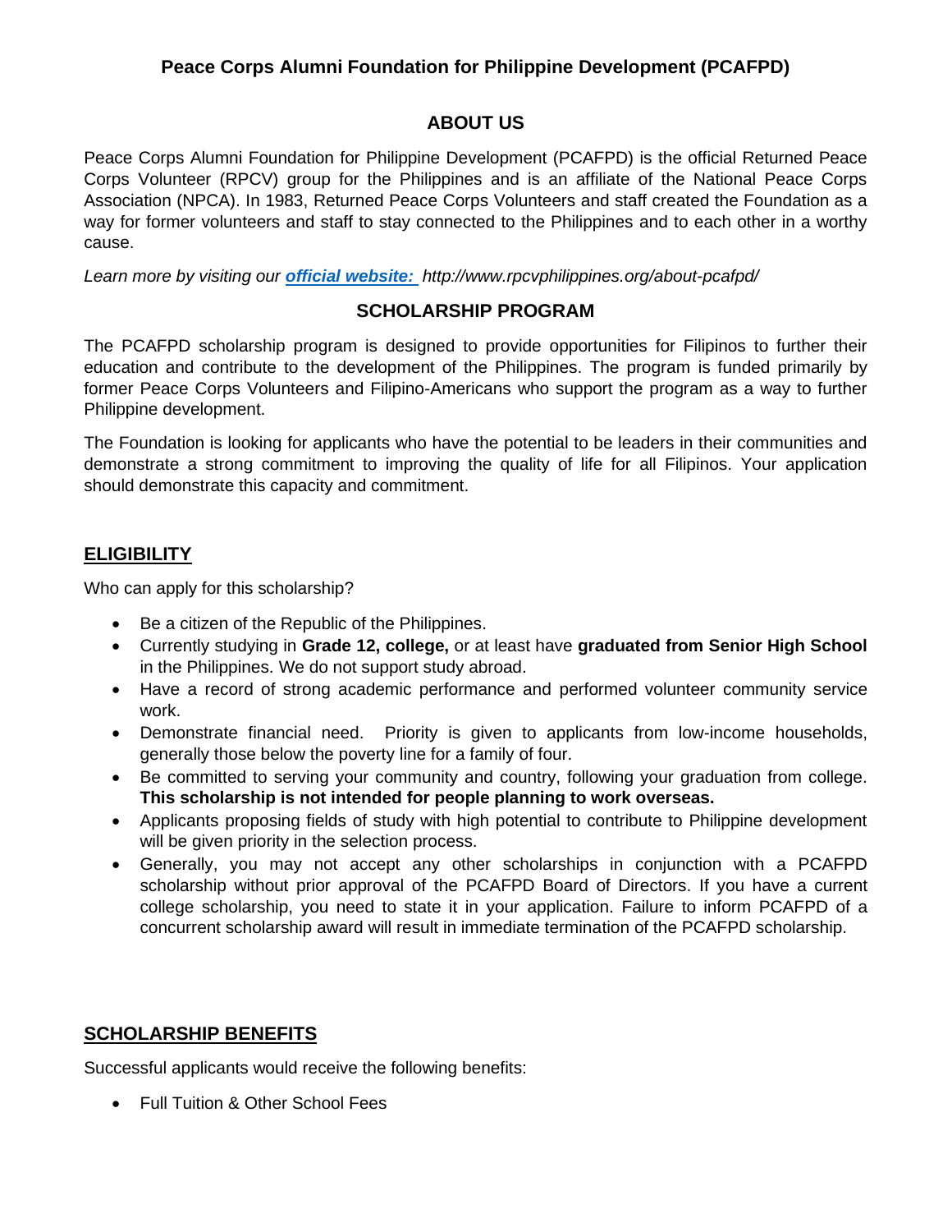# Peace Corps Alumni Foundation for Philippine Development (PCAFPD)

## ABOUT US

Peace Corps Alumni Foundation for Philippine Development (PCAFPD) is the official Returned Peace Corps Volunteer (RPCV) group for the Philippines and is an affiliate of the National Peace Corps Association (NPCA). In 1983, Returned Peace Corps Volunteers and staff created the Foundation as a way for former volunteers and staff to stay connected to the Philippines and to each other in a worthy cause.

*Learn more by visiting our* ***official website:*** *http://www.rpcvphilippines.org/about-pcafpd/*

## SCHOLARSHIP PROGRAM

The PCAFPD scholarship program is designed to provide opportunities for Filipinos to further their education and contribute to the development of the Philippines. The program is funded primarily by former Peace Corps Volunteers and Filipino-Americans who support the program as a way to further Philippine development.

The Foundation is looking for applicants who have the potential to be leaders in their communities and demonstrate a strong commitment to improving the quality of life for all Filipinos. Your application should demonstrate this capacity and commitment.

## ELIGIBILITY

Who can apply for this scholarship?

- Be a citizen of the Republic of the Philippines.
- Currently studying in **Grade 12, college,** or at least have **graduated from Senior High School** in the Philippines. We do not support study abroad.
- Have a record of strong academic performance and performed volunteer community service work.
- Demonstrate financial need. Priority is given to applicants from low-income households, generally those below the poverty line for a family of four.
- Be committed to serving your community and country, following your graduation from college. **This scholarship is not intended for people planning to work overseas.**
- Applicants proposing fields of study with high potential to contribute to Philippine development will be given priority in the selection process.
- Generally, you may not accept any other scholarships in conjunction with a PCAFPD scholarship without prior approval of the PCAFPD Board of Directors. If you have a current college scholarship, you need to state it in your application. Failure to inform PCAFPD of a concurrent scholarship award will result in immediate termination of the PCAFPD scholarship.

## SCHOLARSHIP BENEFITS

Successful applicants would receive the following benefits:

- Full Tuition & Other School Fees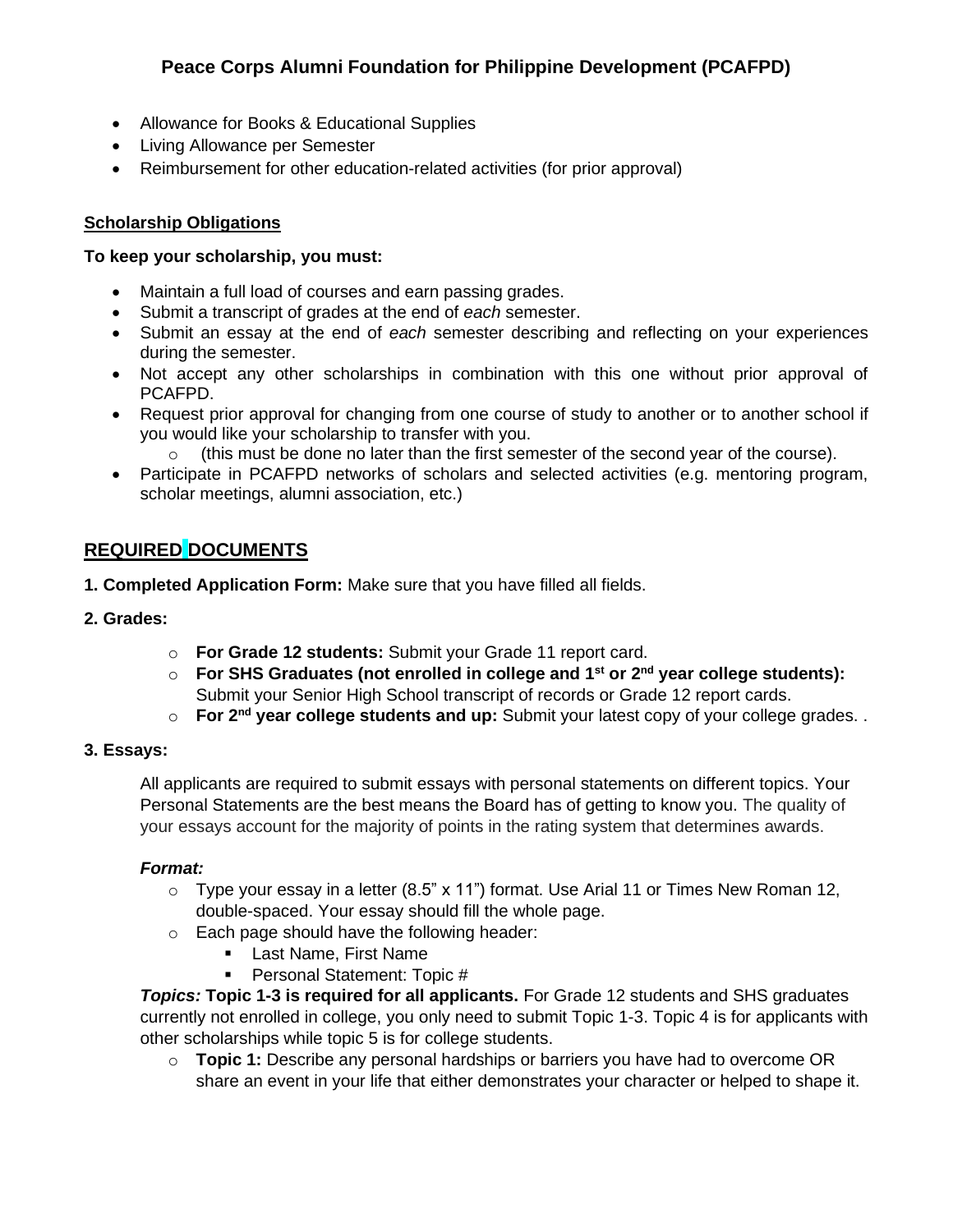- Allowance for Books & Educational Supplies
- Living Allowance per Semester
- Reimbursement for other education-related activities (for prior approval)

**Scholarship Obligations**

**To keep your scholarship, you must:**

- Maintain a full load of courses and earn passing grades.
- Submit a transcript of grades at the end of *each* semester.
- Submit an essay at the end of *each* semester describing and reflecting on your experiences during the semester.
- Not accept any other scholarships in combination with this one without prior approval of PCAFPD.
- Request prior approval for changing from one course of study to another or to another school if you would like your scholarship to transfer with you.
  - (this must be done no later than the first semester of the second year of the course).
- Participate in PCAFPD networks of scholars and selected activities (e.g. mentoring program, scholar meetings, alumni association, etc.)

## REQUIRED DOCUMENTS

**1. Completed Application Form:** Make sure that you have filled all fields.

**2. Grades:**

- **For Grade 12 students:** Submit your Grade 11 report card.
- **For SHS Graduates (not enrolled in college and 1st or 2nd year college students):** Submit your Senior High School transcript of records or Grade 12 report cards.
- **For 2nd year college students and up:** Submit your latest copy of your college grades. .

**3. Essays:**

All applicants are required to submit essays with personal statements on different topics. Your Personal Statements are the best means the Board has of getting to know you. The quality of your essays account for the majority of points in the rating system that determines awards.

***Format:***

- Type your essay in a letter (8.5" x 11") format. Use Arial 11 or Times New Roman 12, double-spaced. Your essay should fill the whole page.
- Each page should have the following header:
  - Last Name, First Name
  - Personal Statement: Topic #

***Topics:*** **Topic 1-3 is required for all applicants.** For Grade 12 students and SHS graduates currently not enrolled in college, you only need to submit Topic 1-3. Topic 4 is for applicants with other scholarships while topic 5 is for college students.

- **Topic 1:** Describe any personal hardships or barriers you have had to overcome OR share an event in your life that either demonstrates your character or helped to shape it.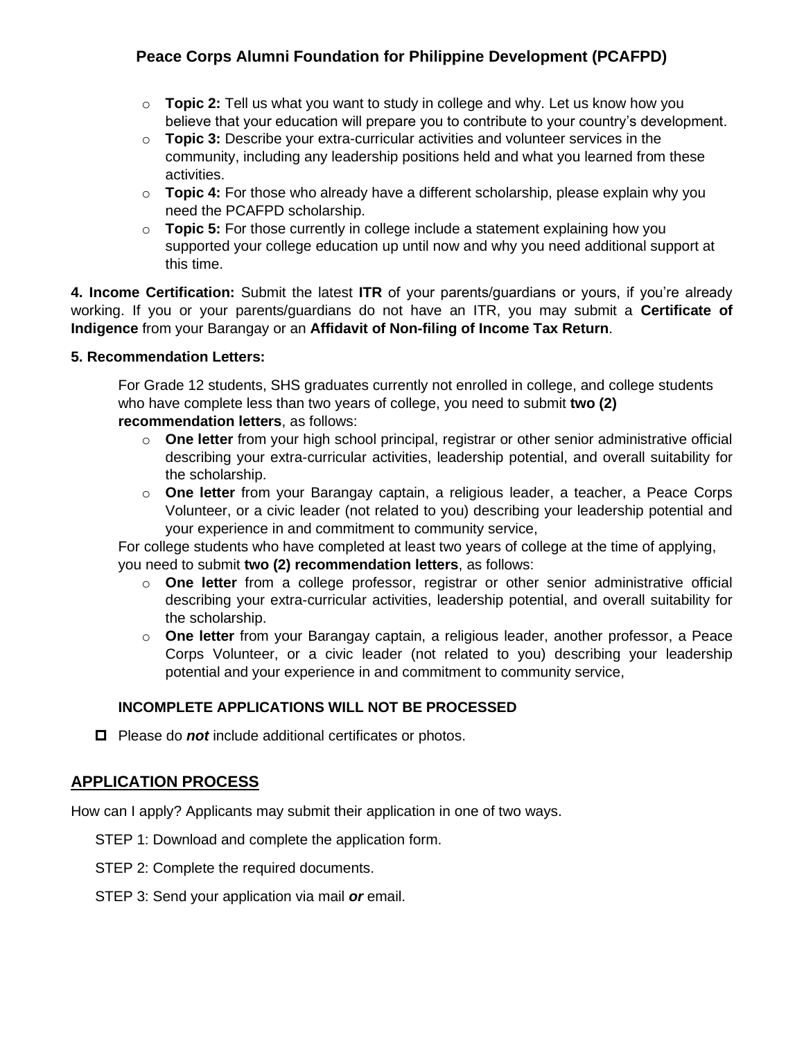- **Topic 2:** Tell us what you want to study in college and why. Let us know how you believe that your education will prepare you to contribute to your country's development.
- **Topic 3:** Describe your extra-curricular activities and volunteer services in the community, including any leadership positions held and what you learned from these activities.
- **Topic 4:** For those who already have a different scholarship, please explain why you need the PCAFPD scholarship.
- **Topic 5:** For those currently in college include a statement explaining how you supported your college education up until now and why you need additional support at this time.

**4. Income Certification:** Submit the latest **ITR** of your parents/guardians or yours, if you're already working. If you or your parents/guardians do not have an ITR, you may submit a **Certificate of Indigence** from your Barangay or an **Affidavit of Non-filing of Income Tax Return**.

**5. Recommendation Letters:**

For Grade 12 students, SHS graduates currently not enrolled in college, and college students who have complete less than two years of college, you need to submit **two (2) recommendation letters**, as follows:

- **One letter** from your high school principal, registrar or other senior administrative official describing your extra-curricular activities, leadership potential, and overall suitability for the scholarship.
- **One letter** from your Barangay captain, a religious leader, a teacher, a Peace Corps Volunteer, or a civic leader (not related to you) describing your leadership potential and your experience in and commitment to community service,

For college students who have completed at least two years of college at the time of applying, you need to submit **two (2) recommendation letters**, as follows:

- **One letter** from a college professor, registrar or other senior administrative official describing your extra-curricular activities, leadership potential, and overall suitability for the scholarship.
- **One letter** from your Barangay captain, a religious leader, another professor, a Peace Corps Volunteer, or a civic leader (not related to you) describing your leadership potential and your experience in and commitment to community service,

**INCOMPLETE APPLICATIONS WILL NOT BE PROCESSED**

- Please do ***not*** include additional certificates or photos.

## APPLICATION PROCESS

How can I apply? Applicants may submit their application in one of two ways.

STEP 1: Download and complete the application form.

STEP 2: Complete the required documents.

STEP 3: Send your application via mail ***or*** email.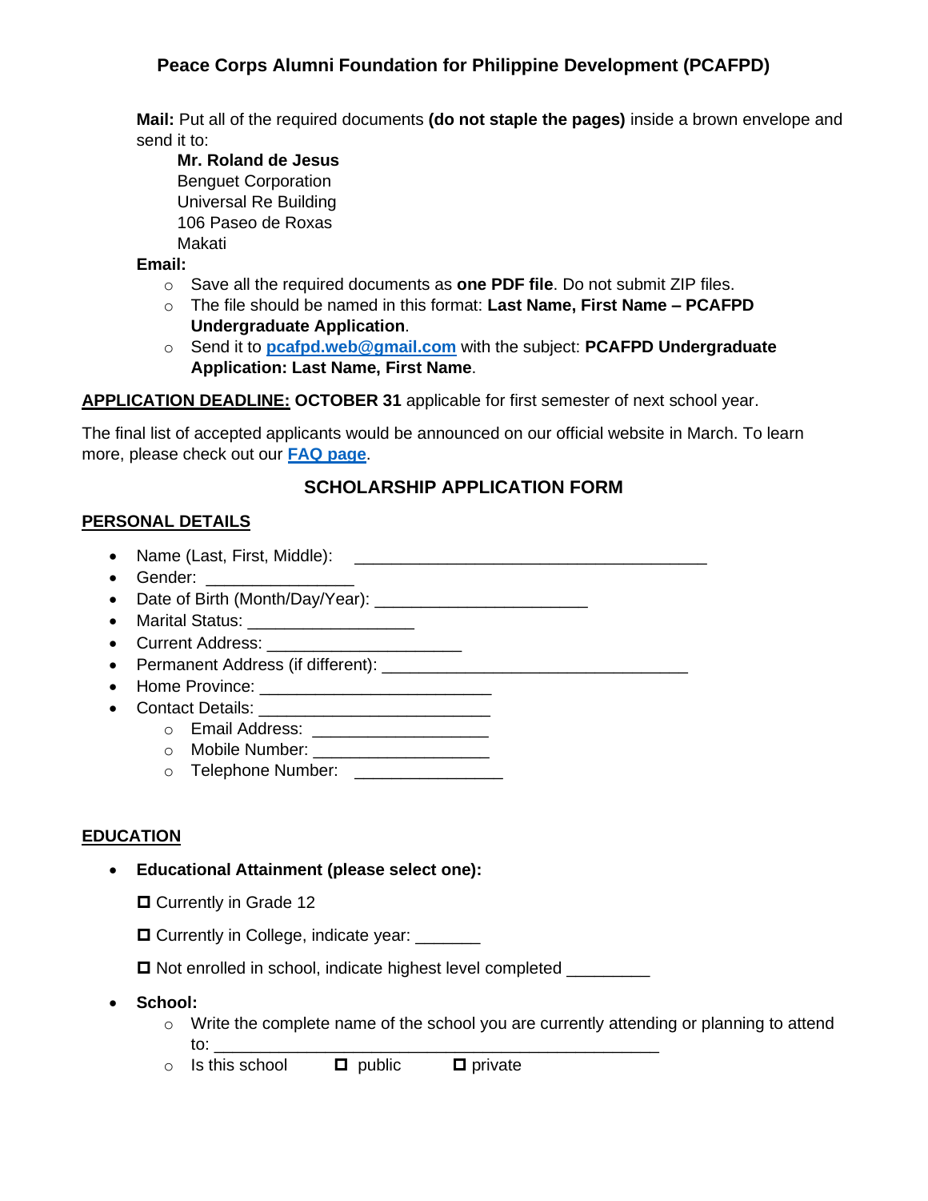## Peace Corps Alumni Foundation for Philippine Development (PCAFPD)

**Mail:** Put all of the required documents **(do not staple the pages)** inside a brown envelope and send it to:

> **Mr. Roland de Jesus**
> Benguet Corporation
> Universal Re Building
> 106 Paseo de Roxas
> Makati

**Email:**

- Save all the required documents as **one PDF file**. Do not submit ZIP files.
- The file should be named in this format: **Last Name, First Name – PCAFPD Undergraduate Application**.
- Send it to **pcafpd.web@gmail.com** with the subject: **PCAFPD Undergraduate Application: Last Name, First Name**.

**APPLICATION DEADLINE: OCTOBER 31** applicable for first semester of next school year.

The final list of accepted applicants would be announced on our official website in March. To learn more, please check out our **FAQ page**.

### SCHOLARSHIP APPLICATION FORM

**PERSONAL DETAILS**

- Name (Last, First, Middle): ________________________________________
- Gender: ________________
- Date of Birth (Month/Day/Year): _______________________
- Marital Status: __________________
- Current Address: _____________________
- Permanent Address (if different): _________________________________
- Home Province: _________________________
- Contact Details: _________________________
  - Email Address: ___________________
  - Mobile Number: ___________________
  - Telephone Number: ________________

**EDUCATION**

- **Educational Attainment (please select one):**

  ☐ Currently in Grade 12

  ☐ Currently in College, indicate year: _______

  ☐ Not enrolled in school, indicate highest level completed _________

- **School:**
  - Write the complete name of the school you are currently attending or planning to attend to: ________________________________________________
  - Is this school ☐ public ☐ private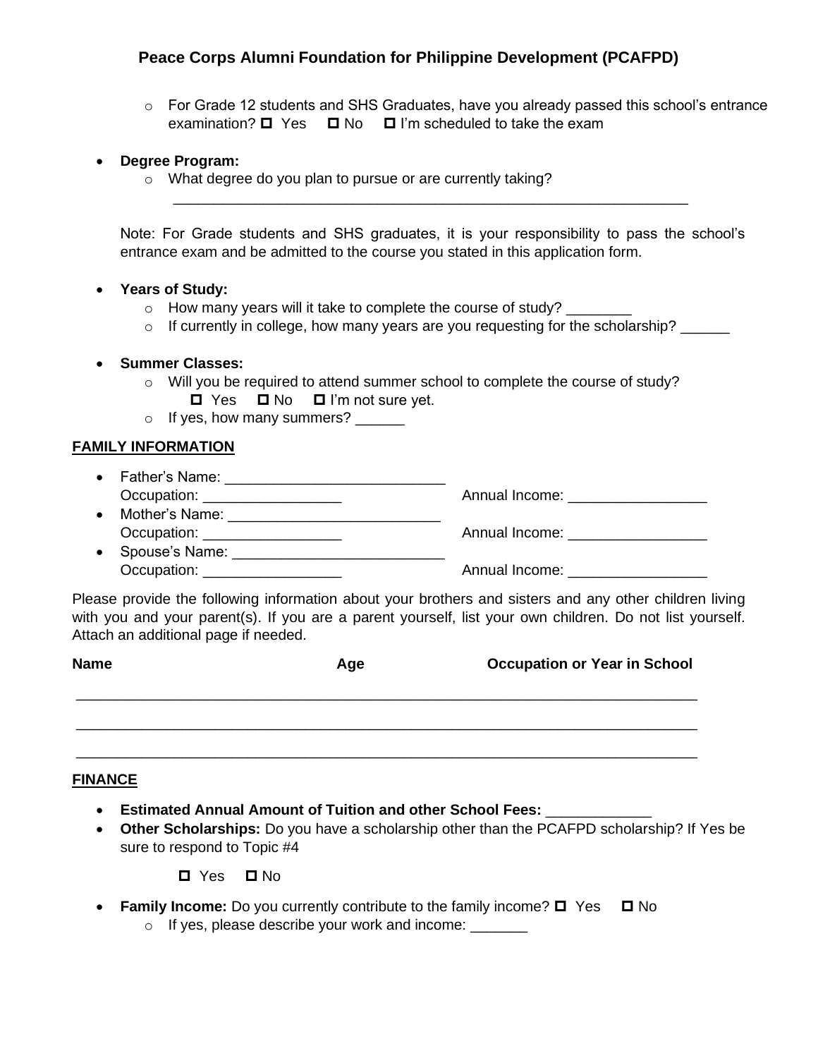**Peace Corps Alumni Foundation for Philippine Development (PCAFPD)**

- For Grade 12 students and SHS Graduates, have you already passed this school's entrance examination? ☐ Yes ☐ No ☐ I'm scheduled to take the exam

- **Degree Program:**
  - What degree do you plan to pursue or are currently taking?

    ________________________________________________________________

  Note: For Grade students and SHS graduates, it is your responsibility to pass the school's entrance exam and be admitted to the course you stated in this application form.

- **Years of Study:**
  - How many years will it take to complete the course of study? ________
  - If currently in college, how many years are you requesting for the scholarship? ______

- **Summer Classes:**
  - Will you be required to attend summer school to complete the course of study?
    ☐ Yes ☐ No ☐ I'm not sure yet.
  - If yes, how many summers? ______

**FAMILY INFORMATION**

- Father's Name: ___________________________
  Occupation: _________________ Annual Income: _________________
- Mother's Name: __________________________
  Occupation: _________________ Annual Income: _________________
- Spouse's Name: __________________________
  Occupation: _________________ Annual Income: _________________

Please provide the following information about your brothers and sisters and any other children living with you and your parent(s). If you are a parent yourself, list your own children. Do not list yourself. Attach an additional page if needed.

| Name | Age | Occupation or Year in School |
|---|---|---|
| | | |
| | | |
| | | |

**FINANCE**

- **Estimated Annual Amount of Tuition and other School Fees:** ____________
- **Other Scholarships:** Do you have a scholarship other than the PCAFPD scholarship? If Yes be sure to respond to Topic #4

  ☐ Yes ☐ No

- **Family Income:** Do you currently contribute to the family income? ☐ Yes ☐ No
  - If yes, please describe your work and income: _______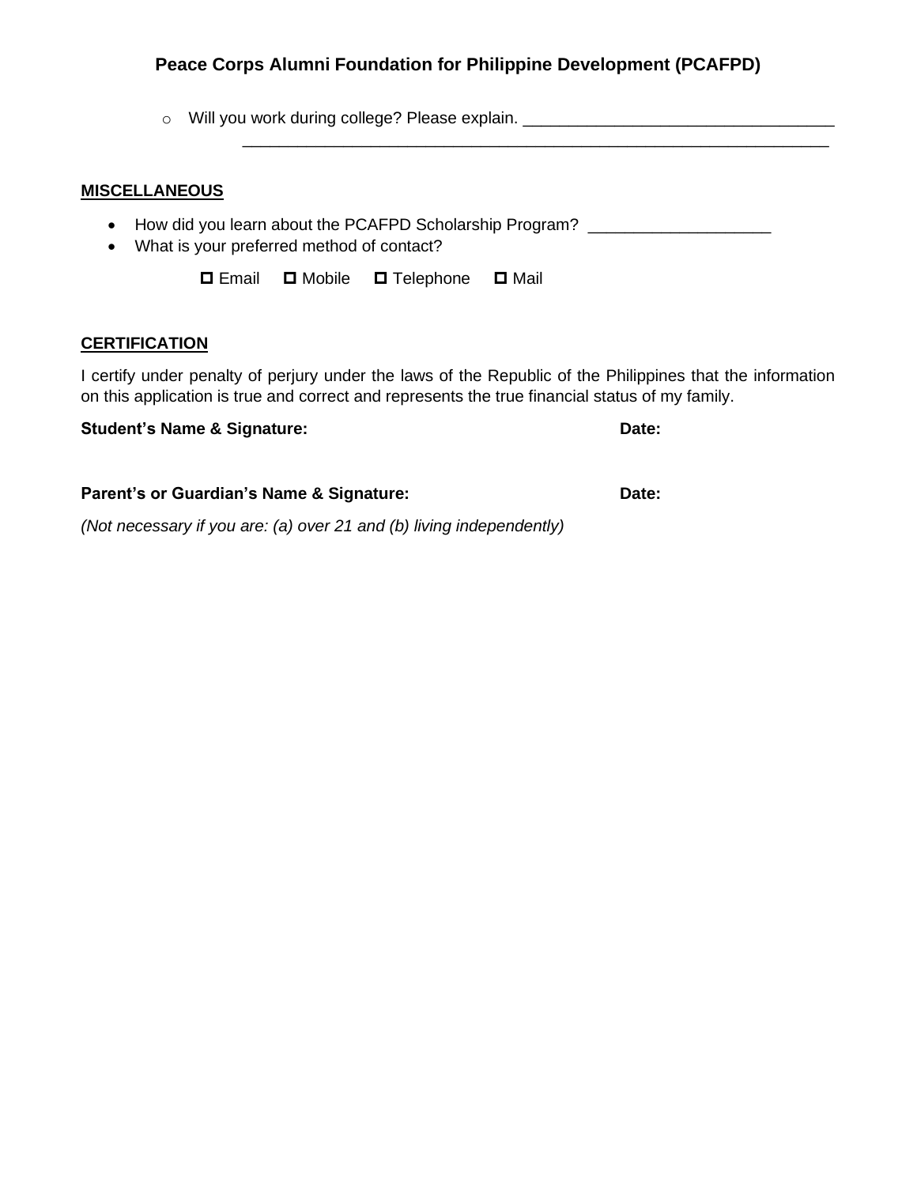Peace Corps Alumni Foundation for Philippine Development (PCAFPD)

- Will you work during college? Please explain. ___________________________________
  ___________________________________________________________________

**MISCELLANEOUS**

- How did you learn about the PCAFPD Scholarship Program? ____________________
- What is your preferred method of contact?

  ☐ Email ☐ Mobile ☐ Telephone ☐ Mail

**CERTIFICATION**

I certify under penalty of perjury under the laws of the Republic of the Philippines that the information on this application is true and correct and represents the true financial status of my family.

**Student's Name & Signature:** **Date:**

**Parent's or Guardian's Name & Signature:** **Date:**

*(Not necessary if you are: (a) over 21 and (b) living independently)*